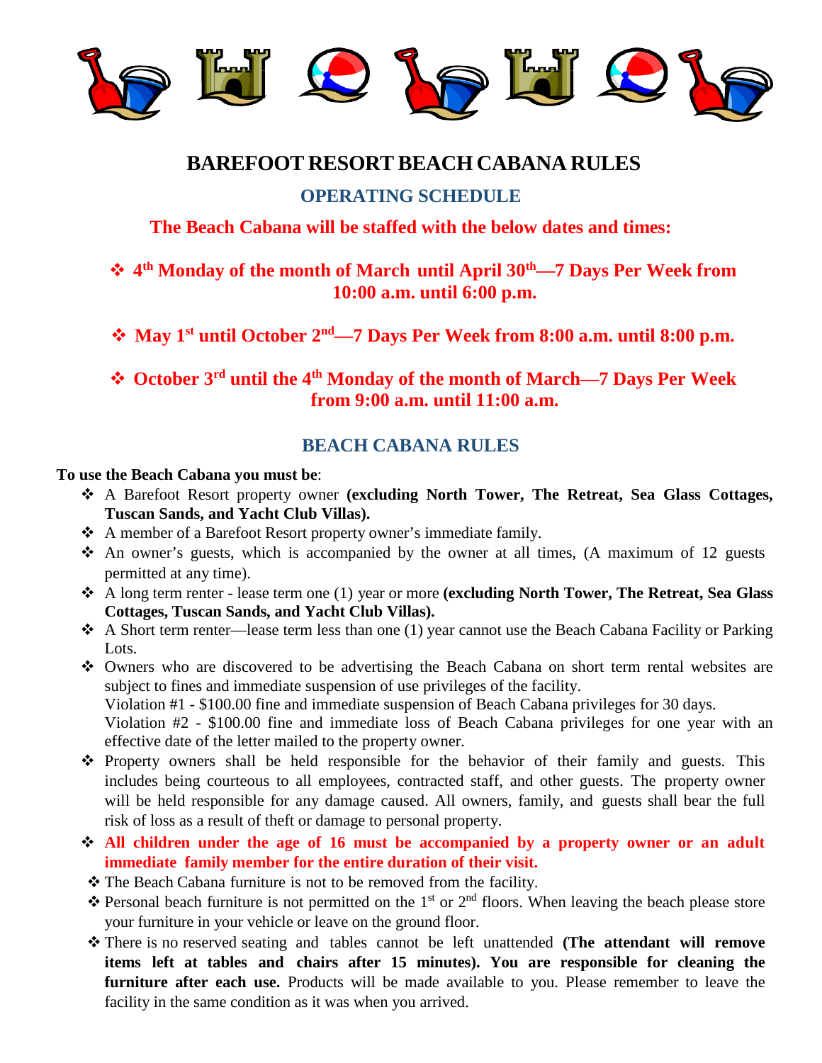# BAREFOOT RESORT BEACH CABANA RULES

## OPERATING SCHEDULE

**The Beach Cabana will be staffed with the below dates and times:**

- **4th Monday of the month of March until April 30th—7 Days Per Week from 10:00 a.m. until 6:00 p.m.**
- **May 1st until October 2nd—7 Days Per Week from 8:00 a.m. until 8:00 p.m.**
- **October 3rd until the 4th Monday of the month of March—7 Days Per Week from 9:00 a.m. until 11:00 a.m.**

## BEACH CABANA RULES

**To use the Beach Cabana you must be**:

- A Barefoot Resort property owner **(excluding North Tower, The Retreat, Sea Glass Cottages, Tuscan Sands, and Yacht Club Villas).**
- A member of a Barefoot Resort property owner's immediate family.
- An owner's guests, which is accompanied by the owner at all times, (A maximum of 12 guests permitted at any time).
- A long term renter - lease term one (1) year or more **(excluding North Tower, The Retreat, Sea Glass Cottages, Tuscan Sands, and Yacht Club Villas).**
- A Short term renter—lease term less than one (1) year cannot use the Beach Cabana Facility or Parking Lots.
- Owners who are discovered to be advertising the Beach Cabana on short term rental websites are subject to fines and immediate suspension of use privileges of the facility.
  Violation #1 - $100.00 fine and immediate suspension of Beach Cabana privileges for 30 days.
  Violation #2 - $100.00 fine and immediate loss of Beach Cabana privileges for one year with an effective date of the letter mailed to the property owner.
- Property owners shall be held responsible for the behavior of their family and guests. This includes being courteous to all employees, contracted staff, and other guests. The property owner will be held responsible for any damage caused. All owners, family, and guests shall bear the full risk of loss as a result of theft or damage to personal property.
- **All children under the age of 16 must be accompanied by a property owner or an adult immediate family member for the entire duration of their visit.**
- The Beach Cabana furniture is not to be removed from the facility.
- Personal beach furniture is not permitted on the 1st or 2nd floors. When leaving the beach please store your furniture in your vehicle or leave on the ground floor.
- There is no reserved seating and tables cannot be left unattended **(The attendant will remove items left at tables and chairs after 15 minutes). You are responsible for cleaning the furniture after each use.** Products will be made available to you. Please remember to leave the facility in the same condition as it was when you arrived.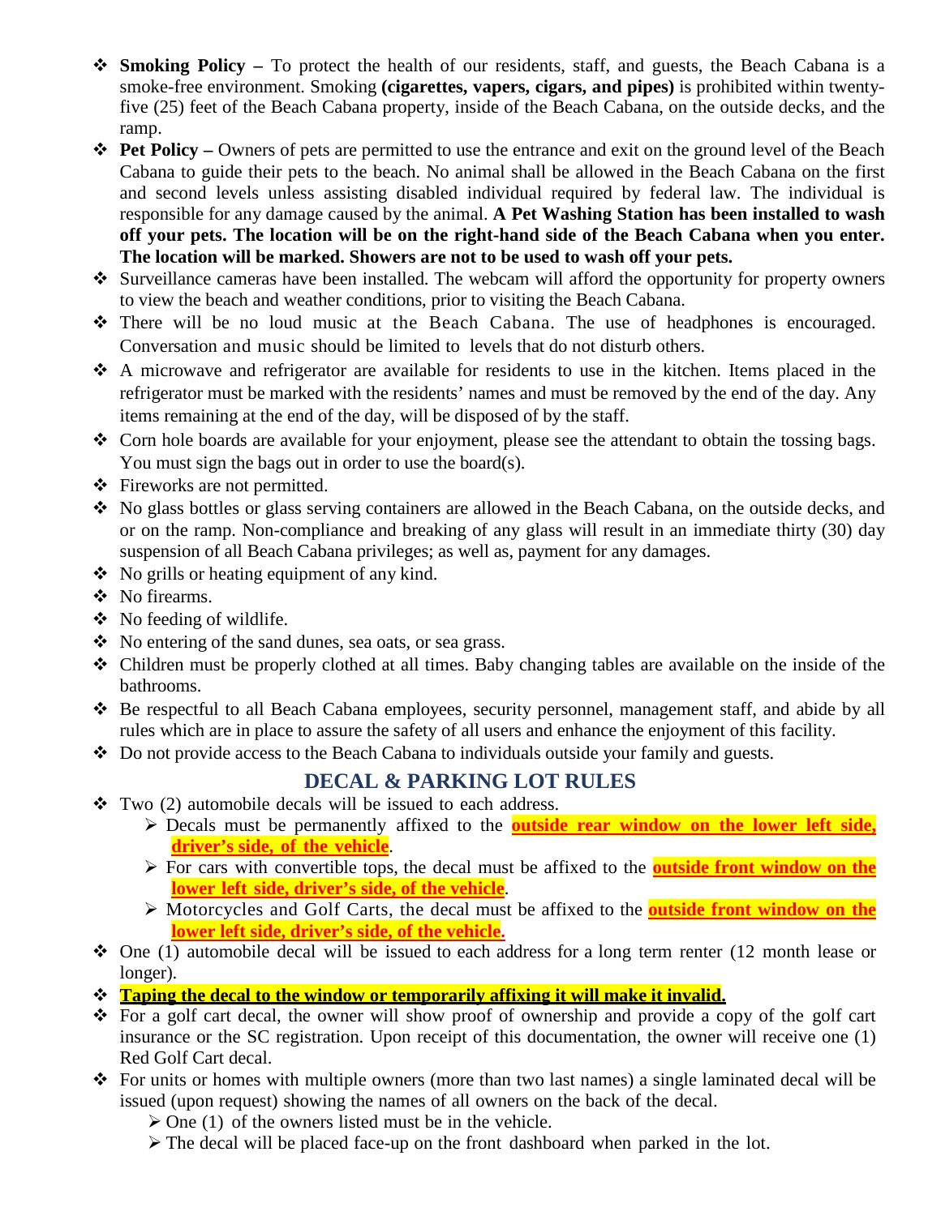- **Smoking Policy –** To protect the health of our residents, staff, and guests, the Beach Cabana is a smoke-free environment. Smoking **(cigarettes, vapers, cigars, and pipes)** is prohibited within twenty-five (25) feet of the Beach Cabana property, inside of the Beach Cabana, on the outside decks, and the ramp.
- **Pet Policy –** Owners of pets are permitted to use the entrance and exit on the ground level of the Beach Cabana to guide their pets to the beach. No animal shall be allowed in the Beach Cabana on the first and second levels unless assisting disabled individual required by federal law. The individual is responsible for any damage caused by the animal. **A Pet Washing Station has been installed to wash off your pets. The location will be on the right-hand side of the Beach Cabana when you enter. The location will be marked. Showers are not to be used to wash off your pets.**
- Surveillance cameras have been installed. The webcam will afford the opportunity for property owners to view the beach and weather conditions, prior to visiting the Beach Cabana.
- There will be no loud music at the Beach Cabana. The use of headphones is encouraged. Conversation and music should be limited to levels that do not disturb others.
- A microwave and refrigerator are available for residents to use in the kitchen. Items placed in the refrigerator must be marked with the residents' names and must be removed by the end of the day. Any items remaining at the end of the day, will be disposed of by the staff.
- Corn hole boards are available for your enjoyment, please see the attendant to obtain the tossing bags. You must sign the bags out in order to use the board(s).
- Fireworks are not permitted.
- No glass bottles or glass serving containers are allowed in the Beach Cabana, on the outside decks, and or on the ramp. Non-compliance and breaking of any glass will result in an immediate thirty (30) day suspension of all Beach Cabana privileges; as well as, payment for any damages.
- No grills or heating equipment of any kind.
- No firearms.
- No feeding of wildlife.
- No entering of the sand dunes, sea oats, or sea grass.
- Children must be properly clothed at all times. Baby changing tables are available on the inside of the bathrooms.
- Be respectful to all Beach Cabana employees, security personnel, management staff, and abide by all rules which are in place to assure the safety of all users and enhance the enjoyment of this facility.
- Do not provide access to the Beach Cabana to individuals outside your family and guests.

## DECAL & PARKING LOT RULES

- Two (2) automobile decals will be issued to each address.
  - Decals must be permanently affixed to the **outside rear window on the lower left side, driver's side, of the vehicle**.
  - For cars with convertible tops, the decal must be affixed to the **outside front window on the lower left side, driver's side, of the vehicle**.
  - Motorcycles and Golf Carts, the decal must be affixed to the **outside front window on the lower left side, driver's side, of the vehicle.**
- One (1) automobile decal will be issued to each address for a long term renter (12 month lease or longer).
- **Taping the decal to the window or temporarily affixing it will make it invalid.**
- For a golf cart decal, the owner will show proof of ownership and provide a copy of the golf cart insurance or the SC registration. Upon receipt of this documentation, the owner will receive one (1) Red Golf Cart decal.
- For units or homes with multiple owners (more than two last names) a single laminated decal will be issued (upon request) showing the names of all owners on the back of the decal.
  - One (1) of the owners listed must be in the vehicle.
  - The decal will be placed face-up on the front dashboard when parked in the lot.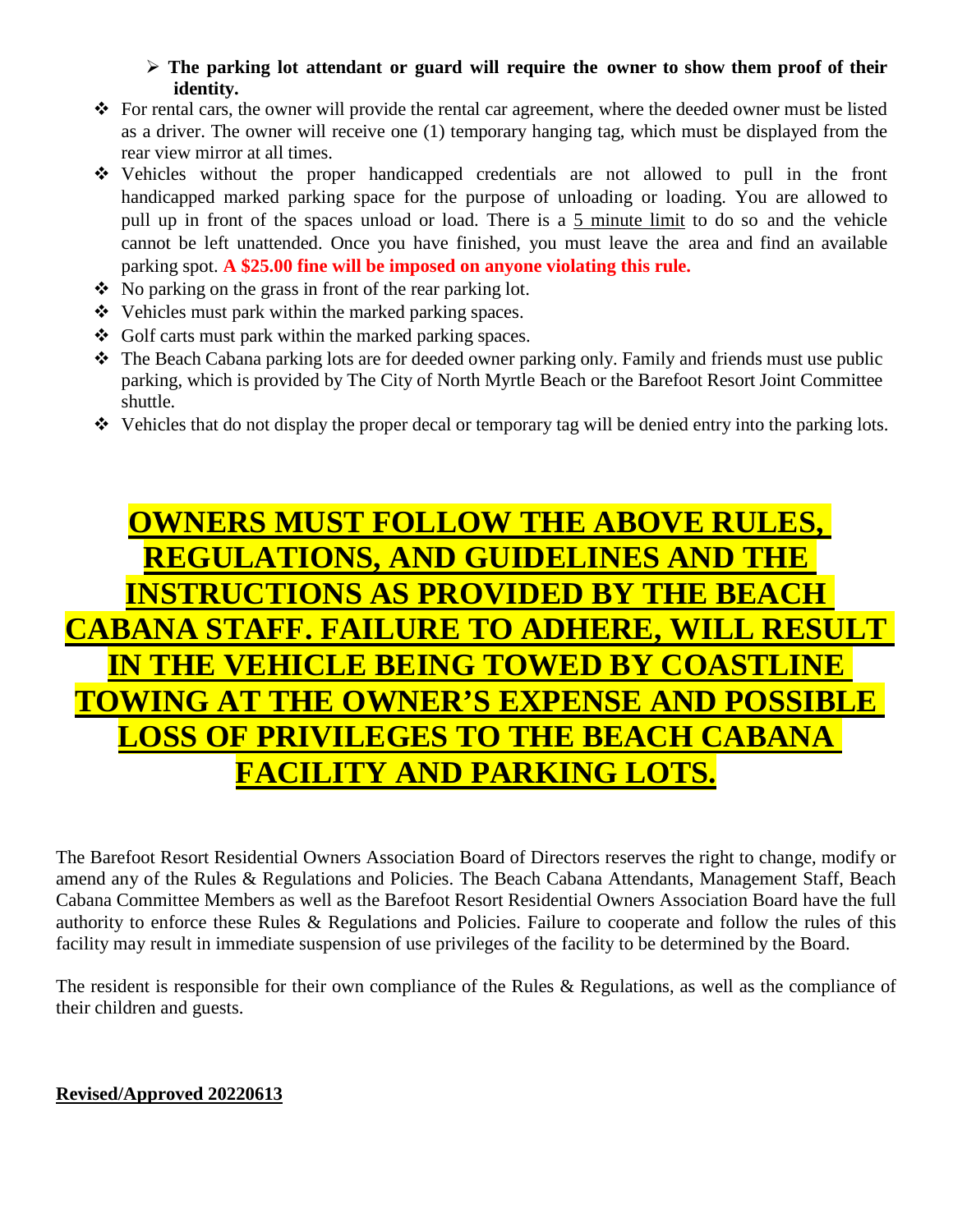- **The parking lot attendant or guard will require the owner to show them proof of their identity.**

- For rental cars, the owner will provide the rental car agreement, where the deeded owner must be listed as a driver. The owner will receive one (1) temporary hanging tag, which must be displayed from the rear view mirror at all times.
- Vehicles without the proper handicapped credentials are not allowed to pull in the front handicapped marked parking space for the purpose of unloading or loading. You are allowed to pull up in front of the spaces unload or load. There is a 5 minute limit to do so and the vehicle cannot be left unattended. Once you have finished, you must leave the area and find an available parking spot. **A $25.00 fine will be imposed on anyone violating this rule.**
- No parking on the grass in front of the rear parking lot.
- Vehicles must park within the marked parking spaces.
- Golf carts must park within the marked parking spaces.
- The Beach Cabana parking lots are for deeded owner parking only. Family and friends must use public parking, which is provided by The City of North Myrtle Beach or the Barefoot Resort Joint Committee shuttle.
- Vehicles that do not display the proper decal or temporary tag will be denied entry into the parking lots.

## OWNERS MUST FOLLOW THE ABOVE RULES, REGULATIONS, AND GUIDELINES AND THE INSTRUCTIONS AS PROVIDED BY THE BEACH CABANA STAFF. FAILURE TO ADHERE, WILL RESULT IN THE VEHICLE BEING TOWED BY COASTLINE TOWING AT THE OWNER'S EXPENSE AND POSSIBLE LOSS OF PRIVILEGES TO THE BEACH CABANA FACILITY AND PARKING LOTS.

The Barefoot Resort Residential Owners Association Board of Directors reserves the right to change, modify or amend any of the Rules & Regulations and Policies. The Beach Cabana Attendants, Management Staff, Beach Cabana Committee Members as well as the Barefoot Resort Residential Owners Association Board have the full authority to enforce these Rules & Regulations and Policies. Failure to cooperate and follow the rules of this facility may result in immediate suspension of use privileges of the facility to be determined by the Board.

The resident is responsible for their own compliance of the Rules & Regulations, as well as the compliance of their children and guests.

**Revised/Approved 20220613**